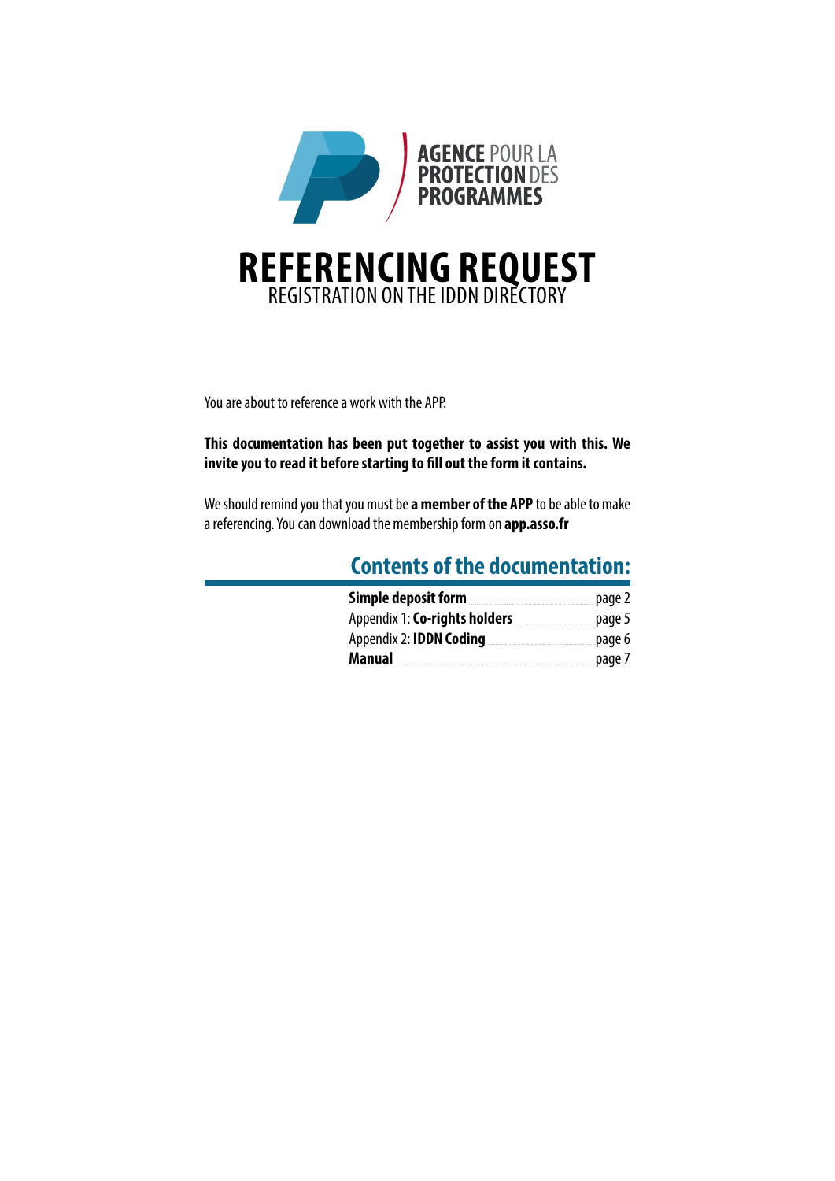AGENCE POUR LA PROTECTION DES PROGRAMMES

# REFERENCING REQUEST

REGISTRATION ON THE IDDN DIRECTORY

You are about to reference a work with the APP.

**This documentation has been put together to assist you with this. We invite you to read it before starting to fill out the form it contains.**

We should remind you that you must be **a member of the APP** to be able to make a referencing. You can download the membership form on **app.asso.fr**

## Contents of the documentation:

| | |
|---|---|
| **Simple deposit form** | page 2 |
| Appendix 1: **Co-rights holders** | page 5 |
| Appendix 2: **IDDN Coding** | page 6 |
| **Manual** | page 7 |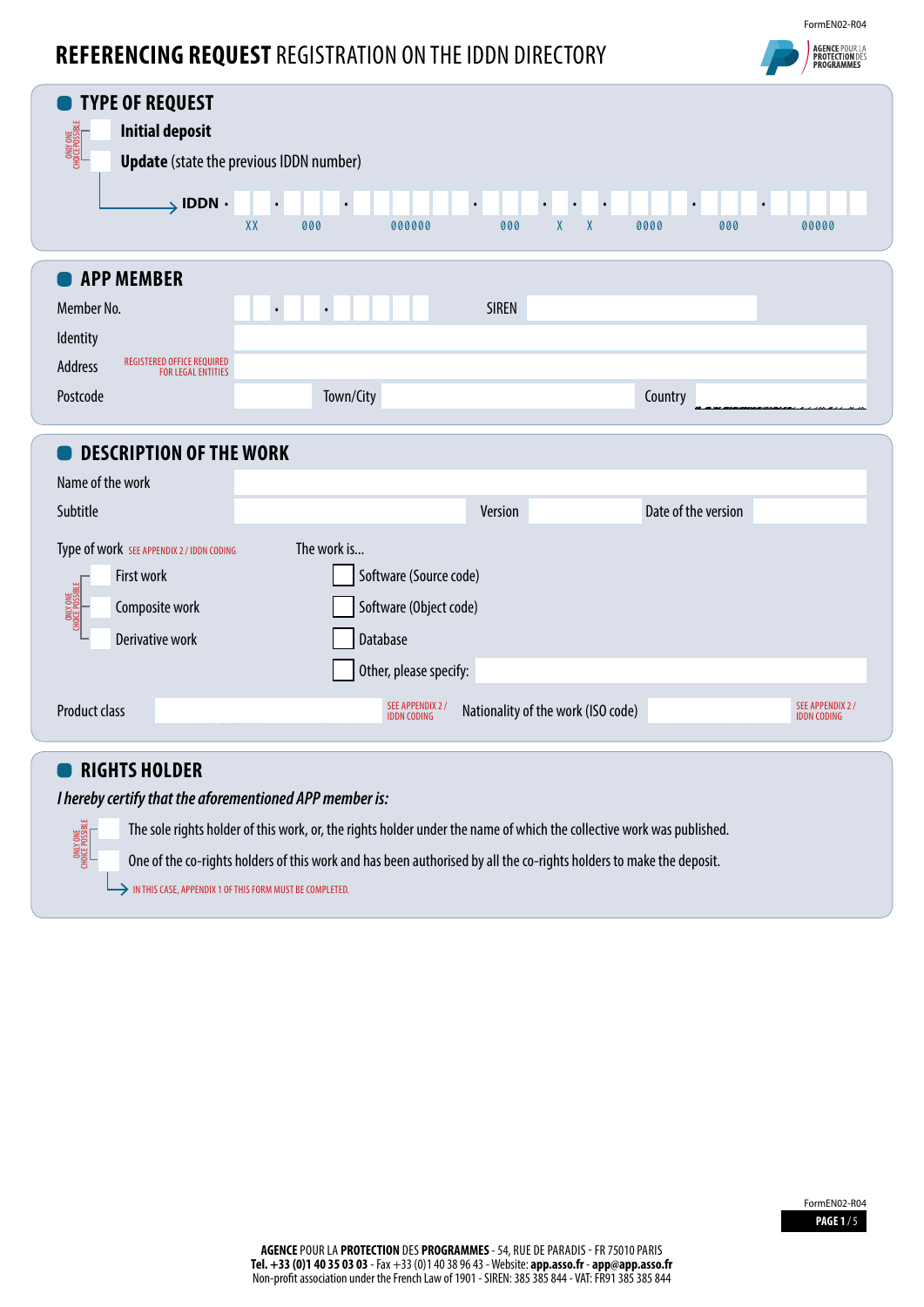FormEN02-R04

# **REFERENCING REQUEST** REGISTRATION ON THE IDDN DIRECTORY

AGENCE POUR LA PROTECTION DES PROGRAMMES

## TYPE OF REQUEST

ONLY ONE CHOICE POSSIBLE

- ☐ **Initial deposit**
- ☐ **Update** (state the previous IDDN number)

**IDDN** . XX . 000 . 000000 . 000 . X . X . 0000 . 000 . 00000

## APP MEMBER

Member No. ___ . ___ . ___ SIREN ___

Identity ___

Address (REGISTERED OFFICE REQUIRED FOR LEGAL ENTITIES) ___

Postcode ___ Town/City ___ Country ___

## DESCRIPTION OF THE WORK

Name of the work ___

Subtitle ___ Version ___ Date of the version ___

Type of work SEE APPENDIX 2 / IDDN CODING

ONLY ONE CHOICE POSSIBLE

- ☐ First work
- ☐ Composite work
- ☐ Derivative work

The work is...

- ☐ Software (Source code)
- ☐ Software (Object code)
- ☐ Database
- ☐ Other, please specify: ___

Product class ___ SEE APPENDIX 2 / IDDN CODING Nationality of the work (ISO code) ___ SEE APPENDIX 2 / IDDN CODING

## RIGHTS HOLDER

*I hereby certify that the aforementioned APP member is:*

ONLY ONE CHOICE POSSIBLE

- ☐ The sole rights holder of this work, or, the rights holder under the name of which the collective work was published.
- ☐ One of the co-rights holders of this work and has been authorised by all the co-rights holders to make the deposit.

→ IN THIS CASE, APPENDIX 1 OF THIS FORM MUST BE COMPLETED.

FormEN02-R04

**AGENCE** POUR LA **PROTECTION** DES **PROGRAMMES** - 54, RUE DE PARADIS - FR 75010 PARIS
**Tel. +33 (0)1 40 35 03 03** - Fax +33 (0)1 40 38 96 43 - Website: **app.asso.fr** - **app@app.asso.fr**
Non-profit association under the French Law of 1901 - SIREN: 385 385 844 - VAT: FR91 385 385 844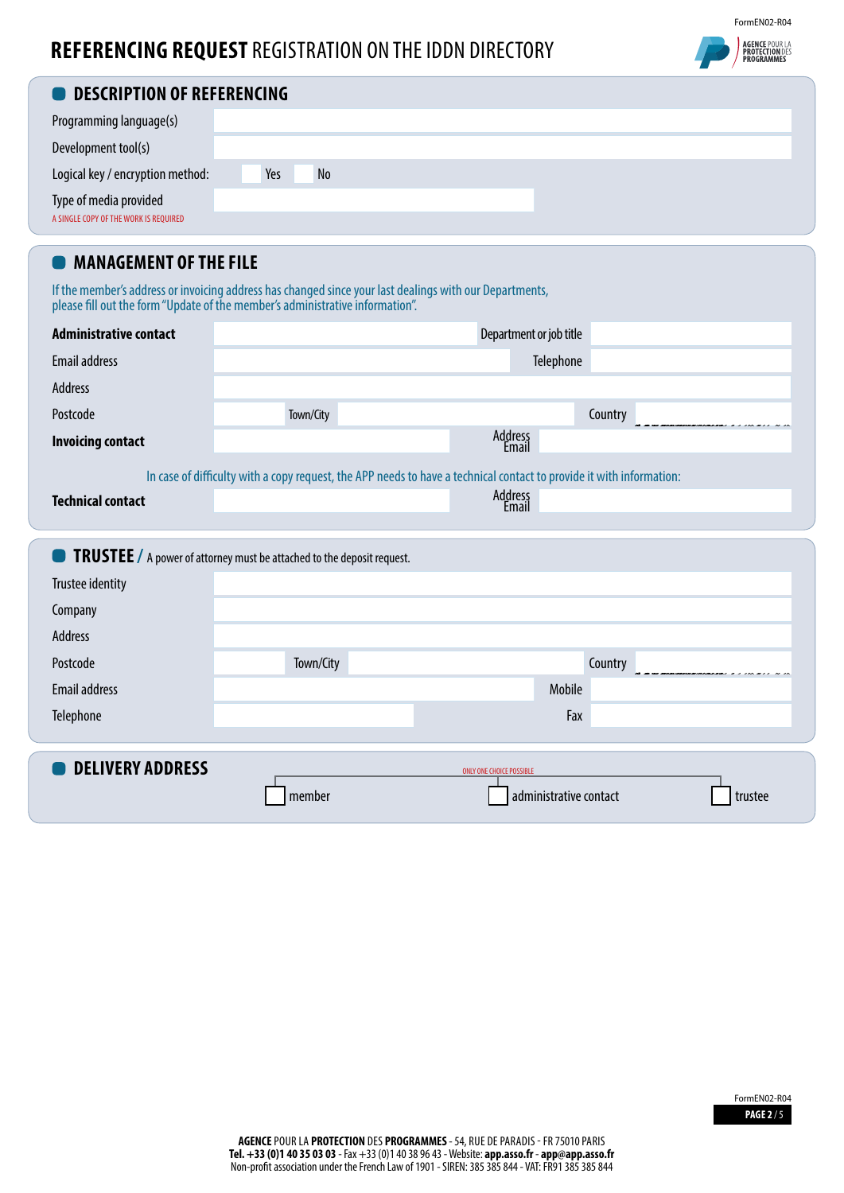# REFERENCING REQUEST REGISTRATION ON THE IDDN DIRECTORY

## DESCRIPTION OF REFERENCING

| | |
|---|---|
| Programming language(s) | |
| Development tool(s) | |
| Logical key / encryption method: | ☐ Yes ☐ No |
| Type of media provided<br>A SINGLE COPY OF THE WORK IS REQUIRED | |

## MANAGEMENT OF THE FILE

If the member's address or invoicing address has changed since your last dealings with our Departments, please fill out the form "Update of the member's administrative information".

| | | | |
|---|---|---|---|
| **Administrative contact** | | Department or job title | |
| Email address | | Telephone | |
| Address | | | |
| Postcode | Town/City | | Country |
| **Invoicing contact** | | Address Email | |

In case of difficulty with a copy request, the APP needs to have a technical contact to provide it with information:

| | | | |
|---|---|---|---|
| **Technical contact** | | Address Email | |

## TRUSTEE / A power of attorney must be attached to the deposit request.

| | | | |
|---|---|---|---|
| Trustee identity | | | |
| Company | | | |
| Address | | | |
| Postcode | Town/City | | Country |
| Email address | | Mobile | |
| Telephone | | Fax | |

## DELIVERY ADDRESS

ONLY ONE CHOICE POSSIBLE

☐ member ☐ administrative contact ☐ trustee

**AGENCE** POUR LA **PROTECTION** DES **PROGRAMMES** - 54, RUE DE PARADIS - FR 75010 PARIS
**Tel. +33 (0)1 40 35 03 03** - Fax +33 (0)1 40 38 96 43 - Website: **app.asso.fr** - **app@app.asso.fr**
Non-profit association under the French Law of 1901 - SIREN: 385 385 844 - VAT: FR91 385 385 844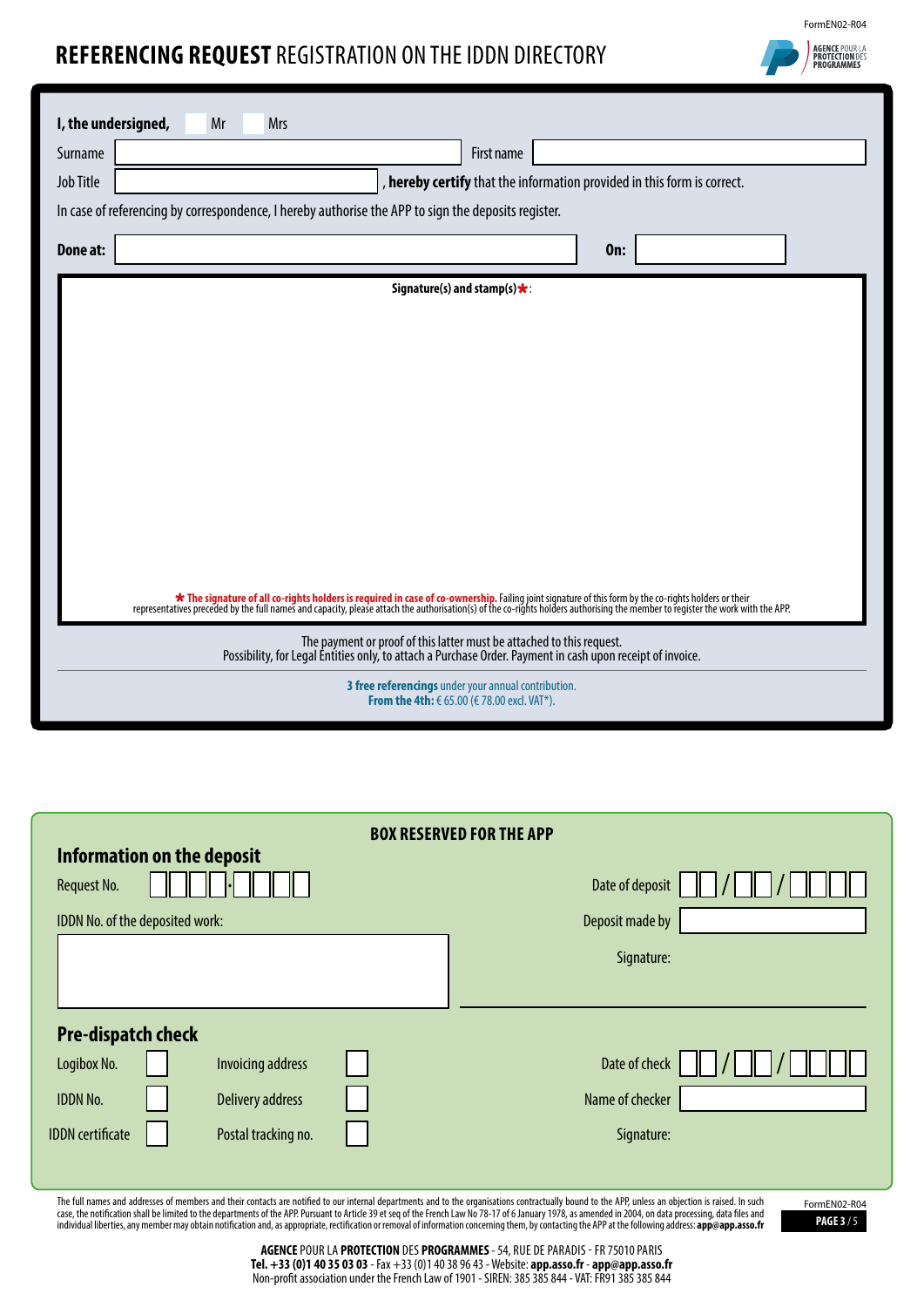# **REFERENCING REQUEST** REGISTRATION ON THE IDDN DIRECTORY

**I, the undersigned,** ☐ Mr ☐ Mrs

Surname ____________________ First name ____________________

Job Title ____________________ , **hereby certify** that the information provided in this form is correct.

In case of referencing by correspondence, I hereby authorise the APP to sign the deposits register.

**Done at:** ____________________ **On:** ____________

**Signature(s) and stamp(s)\*:**

**\* The signature of all co-rights holders is required in case of co-ownership.** Failing joint signature of this form by the co-rights holders or their representatives preceded by the full names and capacity, please attach the authorisation(s) of the co-rights holders authorising the member to register the work with the APP.

The payment or proof of this latter must be attached to this request.
Possibility, for Legal Entities only, to attach a Purchase Order. Payment in cash upon receipt of invoice.

**3 free referencings** under your annual contribution.
**From the 4th:** € 65.00 (€ 78.00 excl. VAT*).

## BOX RESERVED FOR THE APP

### Information on the deposit

Request No. ☐☐☐☐.☐☐☐☐

Date of deposit ☐☐ / ☐☐ / ☐☐☐☐

IDDN No. of the deposited work:

Deposit made by ____________________

Signature:

### Pre-dispatch check

| | | | |
|---|---|---|---|
| Logibox No. | ☐ | Invoicing address | ☐ |
| IDDN No. | ☐ | Delivery address | ☐ |
| IDDN certificate | ☐ | Postal tracking no. | ☐ |

Date of check ☐☐ / ☐☐ / ☐☐☐☐

Name of checker ____________________

Signature:

The full names and addresses of members and their contacts are notified to our internal departments and to the organisations contractually bound to the APP, unless an objection is raised. In such case, the notification shall be limited to the departments of the APP. Pursuant to Article 39 et seq of the French Law No 78-17 of 6 January 1978, as amended in 2004, on data processing, data files and individual liberties, any member may obtain notification and, as appropriate, rectification or removal of information concerning them, by contacting the APP at the following address: **app@app.asso.fr**

**AGENCE** POUR LA **PROTECTION** DES **PROGRAMMES** - 54, RUE DE PARADIS - FR 75010 PARIS
**Tel. +33 (0)1 40 35 03 03** - Fax +33 (0)1 40 38 96 43 - Website: **app.asso.fr** - **app@app.asso.fr**
Non-profit association under the French Law of 1901 - SIREN: 385 385 844 - VAT: FR91 385 385 844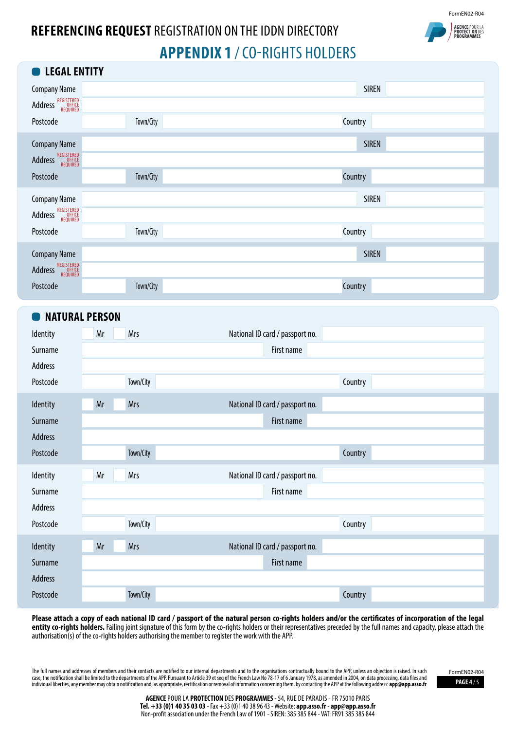FormEN02-R04

# **REFERENCING REQUEST** REGISTRATION ON THE IDDN DIRECTORY

AGENCE POUR LA PROTECTION DES PROGRAMMES

## **APPENDIX 1** / CO-RIGHTS HOLDERS

### LEGAL ENTITY

| | | | | | |
|---|---|---|---|---|---|
| Company Name | | | | SIREN | |
| Address (REGISTERED OFFICE REQUIRED) | | | | | |
| Postcode | | Town/City | | Country | |

| | | | | | |
|---|---|---|---|---|---|
| Company Name | | | | SIREN | |
| Address (REGISTERED OFFICE REQUIRED) | | | | | |
| Postcode | | Town/City | | Country | |

| | | | | | |
|---|---|---|---|---|---|
| Company Name | | | | SIREN | |
| Address (REGISTERED OFFICE REQUIRED) | | | | | |
| Postcode | | Town/City | | Country | |

| | | | | | |
|---|---|---|---|---|---|
| Company Name | | | | SIREN | |
| Address (REGISTERED OFFICE REQUIRED) | | | | | |
| Postcode | | Town/City | | Country | |

### NATURAL PERSON

| | | | | |
|---|---|---|---|---|
| Identity | ☐ Mr ☐ Mrs | | National ID card / passport no. | |
| Surname | | | First name | |
| Address | | | | |
| Postcode | | Town/City | Country | |

| | | | | |
|---|---|---|---|---|
| Identity | ☐ Mr ☐ Mrs | | National ID card / passport no. | |
| Surname | | | First name | |
| Address | | | | |
| Postcode | | Town/City | Country | |

| | | | | |
|---|---|---|---|---|
| Identity | ☐ Mr ☐ Mrs | | National ID card / passport no. | |
| Surname | | | First name | |
| Address | | | | |
| Postcode | | Town/City | Country | |

| | | | | |
|---|---|---|---|---|
| Identity | ☐ Mr ☐ Mrs | | National ID card / passport no. | |
| Surname | | | First name | |
| Address | | | | |
| Postcode | | Town/City | Country | |

**Please attach a copy of each national ID card / passport of the natural person co-rights holders and/or the certificates of incorporation of the legal entity co-rights holders.** Failing joint signature of this form by the co-rights holders or their representatives preceded by the full names and capacity, please attach the authorisation(s) of the co-rights holders authorising the member to register the work with the APP.

The full names and addresses of members and their contacts are notified to our internal departments and to the organisations contractually bound to the APP, unless an objection is raised. In such case, the notification shall be limited to the departments of the APP. Pursuant to Article 39 et seq of the French Law No 78-17 of 6 January 1978, as amended in 2004, on data processing, data files and individual liberties, any member may obtain notification and, as appropriate, rectification or removal of information concerning them, by contacting the APP at the following address: **app@app.asso.fr**

**AGENCE** POUR LA **PROTECTION** DES **PROGRAMMES** - 54, RUE DE PARADIS - FR 75010 PARIS
**Tel. +33 (0)1 40 35 03 03** - Fax +33 (0)1 40 38 96 43 - Website: **app.asso.fr** - **app@app.asso.fr**
Non-profit association under the French Law of 1901 - SIREN: 385 385 844 - VAT: FR91 385 385 844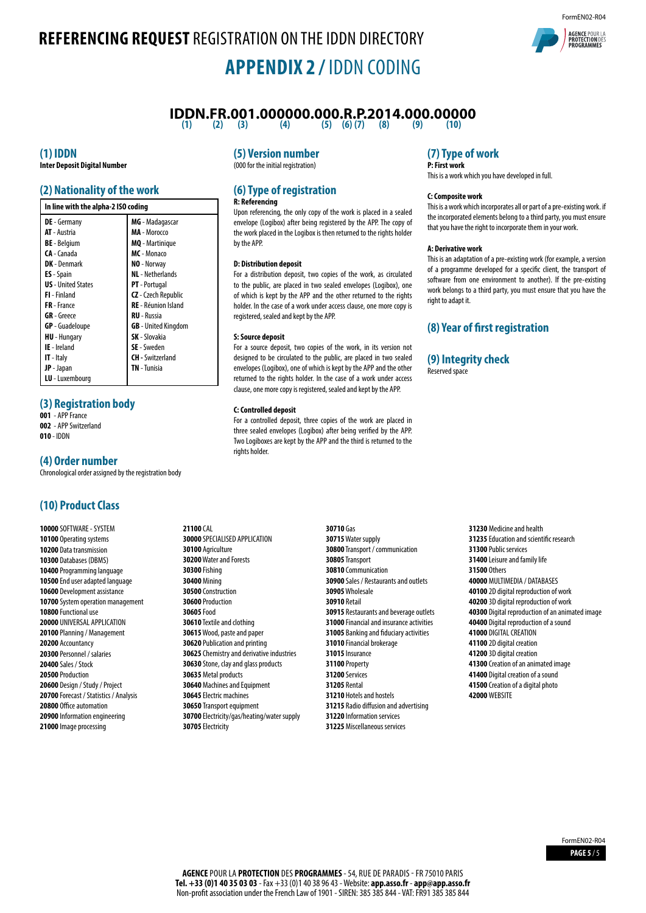# REFERENCING REQUEST REGISTRATION ON THE IDDN DIRECTORY

## APPENDIX 2 / IDDN CODING

**IDDN.FR.001.000000.000.R.P.2014.000.00000**
(1) (2) (3) (4) (5) (6) (7) (8) (9) (10)

### (1) IDDN

**Inter Deposit Digital Number**

### (2) Nationality of the work

| In line with the alpha-2 ISO coding | |
|---|---|
| **DE** - Germany | **MG** - Madagascar |
| **AT** - Austria | **MA** - Morocco |
| **BE** - Belgium | **MQ** - Martinique |
| **CA** - Canada | **MC** - Monaco |
| **DK** - Denmark | **NO** - Norway |
| **ES** - Spain | **NL** - Netherlands |
| **US** - United States | **PT** - Portugal |
| **FI** - Finland | **CZ** - Czech Republic |
| **FR** - France | **RE** - Réunion Island |
| **GR** - Greece | **RU** - Russia |
| **GP** - Guadeloupe | **GB** - United Kingdom |
| **HU** - Hungary | **SK** - Slovakia |
| **IE** - Ireland | **SE** - Sweden |
| **IT** - Italy | **CH** - Switzerland |
| **JP** - Japan | **TN** - Tunisia |
| **LU** - Luxembourg | |

### (3) Registration body

**001** - APP France
**002** - APP Switzerland
**010** - IDDN

### (4) Order number

Chronological order assigned by the registration body

### (5) Version number

(000 for the initial registration)

### (6) Type of registration

**R: Referencing**

Upon referencing, the only copy of the work is placed in a sealed envelope (Logibox) after being registered by the APP. The copy of the work placed in the Logibox is then returned to the rights holder by the APP.

**D: Distribution deposit**

For a distribution deposit, two copies of the work, as circulated to the public, are placed in two sealed envelopes (Logibox), one of which is kept by the APP and the other returned to the rights holder. In the case of a work under access clause, one more copy is registered, sealed and kept by the APP.

**S: Source deposit**

For a source deposit, two copies of the work, in its version not designed to be circulated to the public, are placed in two sealed envelopes (Logibox), one of which is kept by the APP and the other returned to the rights holder. In the case of a work under access clause, one more copy is registered, sealed and kept by the APP.

**C: Controlled deposit**

For a controlled deposit, three copies of the work are placed in three sealed envelopes (Logibox) after being verified by the APP. Two Logiboxes are kept by the APP and the third is returned to the rights holder.

### (7) Type of work

**P: First work**

This is a work which you have developed in full.

**C: Composite work**

This is a work which incorporates all or part of a pre-existing work. if the incorporated elements belong to a third party, you must ensure that you have the right to incorporate them in your work.

**A: Derivative work**

This is an adaptation of a pre-existing work (for example, a version of a programme developed for a specific client, the transport of software from one environment to another). If the pre-existing work belongs to a third party, you must ensure that you have the right to adapt it.

### (8) Year of first registration

### (9) Integrity check

Reserved space

### (10) Product Class

**10000** SOFTWARE - SYSTEM
**10100** Operating systems
**10200** Data transmission
**10300** Databases (DBMS)
**10400** Programming language
**10500** End user adapted language
**10600** Development assistance
**10700** System operation management
**10800** Functional use
**20000** UNIVERSAL APPLICATION
**20100** Planning / Management
**20200** Accountancy
**20300** Personnel / salaries
**20400** Sales / Stock
**20500** Production
**20600** Design / Study / Project
**20700** Forecast / Statistics / Analysis
**20800** Office automation
**20900** Information engineering
**21000** Image processing
**21100** CAL
**30000** SPECIALISED APPLICATION
**30100** Agriculture
**30200** Water and Forests
**30300** Fishing
**30400** Mining
**30500** Construction
**30600** Production
**30605** Food
**30610** Textile and clothing
**30615** Wood, paste and paper
**30620** Publication and printing
**30625** Chemistry and derivative industries
**30630** Stone, clay and glass products
**30635** Metal products
**30640** Machines and Equipment
**30645** Electric machines
**30650** Transport equipment
**30700** Electricity/gas/heating/water supply
**30705** Electricity
**30710** Gas
**30715** Water supply
**30800** Transport / communication
**30805** Transport
**30810** Communication
**30900** Sales / Restaurants and outlets
**30905** Wholesale
**30910** Retail
**30915** Restaurants and beverage outlets
**31000** Financial and insurance activities
**31005** Banking and fiduciary activities
**31010** Financial brokerage
**31015** Insurance
**31100** Property
**31200** Services
**31205** Rental
**31210** Hotels and hostels
**31215** Radio diffusion and advertising
**31220** Information services
**31225** Miscellaneous services
**31230** Medicine and health
**31235** Education and scientific research
**31300** Public services
**31400** Leisure and family life
**31500** Others
**40000** MULTIMEDIA / DATABASES
**40100** 2D digital reproduction of work
**40200** 3D digital reproduction of work
**40300** Digital reproduction of an animated image
**40400** Digital reproduction of a sound
**41000** DIGITAL CREATION
**41100** 2D digital creation
**41200** 3D digital creation
**41300** Creation of an animated image
**41400** Digital creation of a sound
**41500** Creation of a digital photo
**42000** WEBSITE

**AGENCE** POUR LA **PROTECTION** DES **PROGRAMMES** - 54, RUE DE PARADIS - FR 75010 PARIS
**Tel. +33 (0)1 40 35 03 03** - Fax +33 (0)1 40 38 96 43 - Website: **app.asso.fr** - **app@app.asso.fr**
Non-profit association under the French Law of 1901 - SIREN: 385 385 844 - VAT: FR91 385 385 844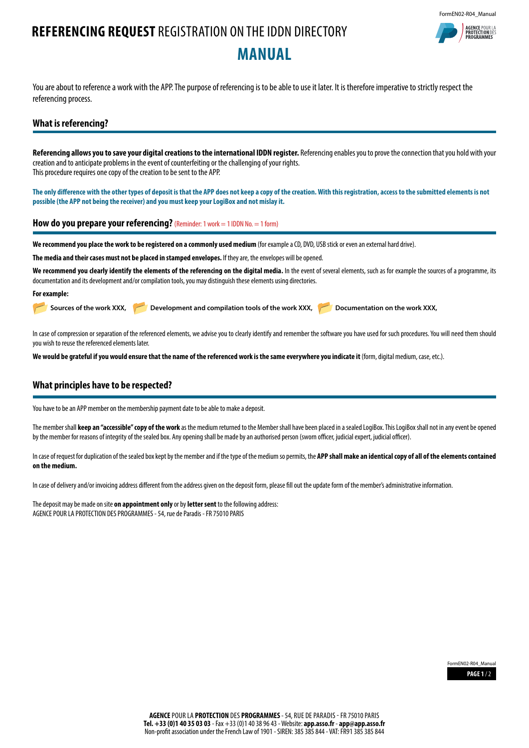# **REFERENCING REQUEST** REGISTRATION ON THE IDDN DIRECTORY

## MANUAL

You are about to reference a work with the APP. The purpose of referencing is to be able to use it later. It is therefore imperative to strictly respect the referencing process.

## What is referencing?

**Referencing allows you to save your digital creations to the international IDDN register.** Referencing enables you to prove the connection that you hold with your creation and to anticipate problems in the event of counterfeiting or the challenging of your rights.
This procedure requires one copy of the creation to be sent to the APP.

**The only difference with the other types of deposit is that the APP does not keep a copy of the creation. With this registration, access to the submitted elements is not possible (the APP not being the receiver) and you must keep your LogiBox and not mislay it.**

## How do you prepare your referencing? (Reminder: 1 work = 1 IDDN No. = 1 form)

**We recommend you place the work to be registered on a commonly used medium** (for example a CD, DVD, USB stick or even an external hard drive).

**The media and their cases must not be placed in stamped envelopes.** If they are, the envelopes will be opened.

**We recommend you clearly identify the elements of the referencing on the digital media.** In the event of several elements, such as for example the sources of a programme, its documentation and its development and/or compilation tools, you may distinguish these elements using directories.

**For example:**

**Sources of the work XXX,** **Development and compilation tools of the work XXX,** **Documentation on the work XXX,**

In case of compression or separation of the referenced elements, we advise you to clearly identify and remember the software you have used for such procedures. You will need them should you wish to reuse the referenced elements later.

**We would be grateful if you would ensure that the name of the referenced work is the same everywhere you indicate it** (form, digital medium, case, etc.).

## What principles have to be respected?

You have to be an APP member on the membership payment date to be able to make a deposit.

The member shall **keep an "accessible" copy of the work** as the medium returned to the Member shall have been placed in a sealed LogiBox. This LogiBox shall not in any event be opened by the member for reasons of integrity of the sealed box. Any opening shall be made by an authorised person (sworn officer, judicial expert, judicial officer).

In case of request for duplication of the sealed box kept by the member and if the type of the medium so permits, the **APP shall make an identical copy of all of the elements contained on the medium.**

In case of delivery and/or invoicing address different from the address given on the deposit form, please fill out the update form of the member's administrative information.

The deposit may be made on site **on appointment only** or by **letter sent** to the following address:
AGENCE POUR LA PROTECTION DES PROGRAMMES - 54, rue de Paradis - FR 75010 PARIS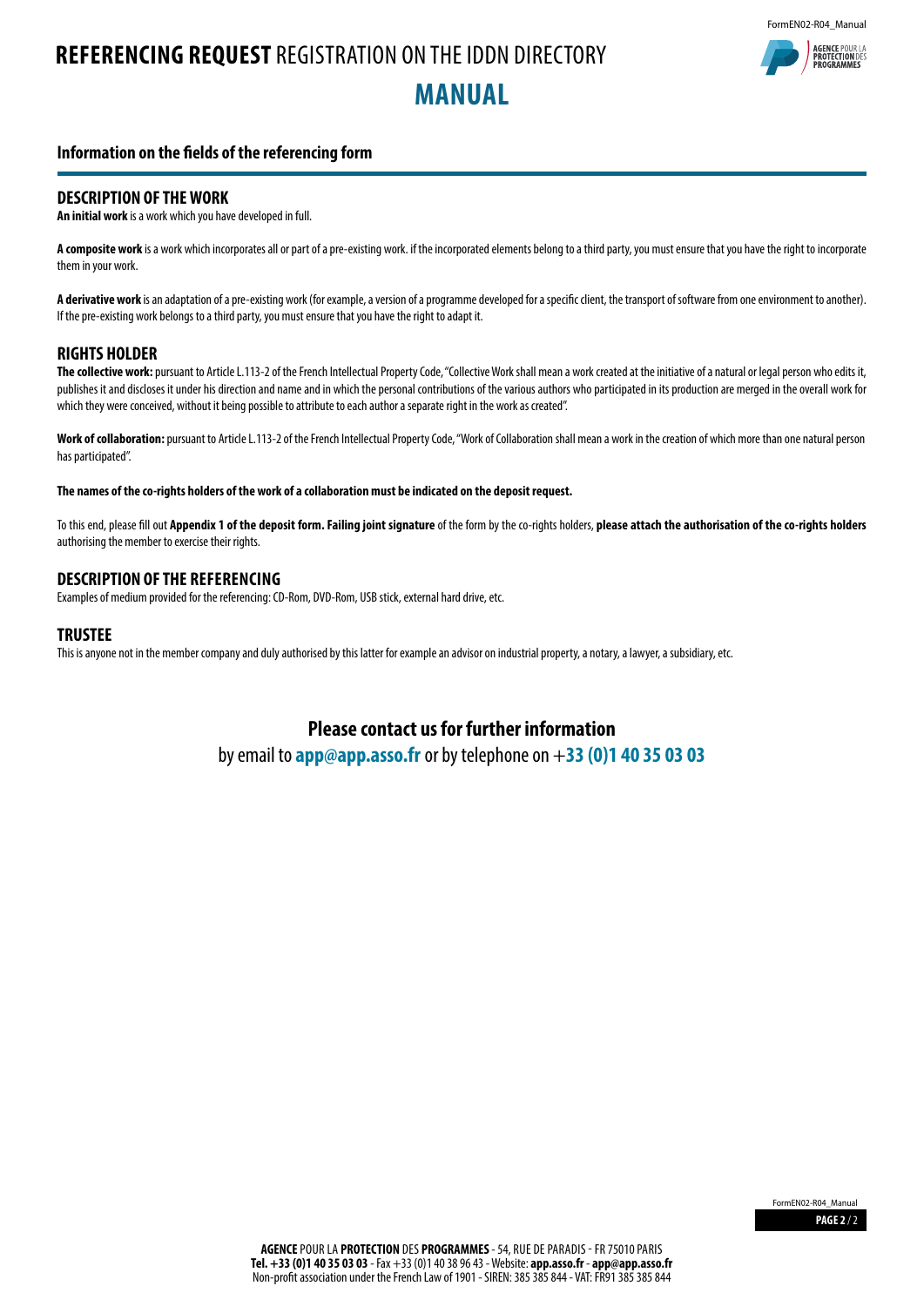# **REFERENCING REQUEST** REGISTRATION ON THE IDDN DIRECTORY

# MANUAL

## Information on the fields of the referencing form

### DESCRIPTION OF THE WORK

**An initial work** is a work which you have developed in full.

**A composite work** is a work which incorporates all or part of a pre-existing work. if the incorporated elements belong to a third party, you must ensure that you have the right to incorporate them in your work.

**A derivative work** is an adaptation of a pre-existing work (for example, a version of a programme developed for a specific client, the transport of software from one environment to another). If the pre-existing work belongs to a third party, you must ensure that you have the right to adapt it.

### RIGHTS HOLDER

**The collective work:** pursuant to Article L.113-2 of the French Intellectual Property Code, "Collective Work shall mean a work created at the initiative of a natural or legal person who edits it, publishes it and discloses it under his direction and name and in which the personal contributions of the various authors who participated in its production are merged in the overall work for which they were conceived, without it being possible to attribute to each author a separate right in the work as created".

**Work of collaboration:** pursuant to Article L.113-2 of the French Intellectual Property Code, "Work of Collaboration shall mean a work in the creation of which more than one natural person has participated".

**The names of the co-rights holders of the work of a collaboration must be indicated on the deposit request.**

To this end, please fill out **Appendix 1 of the deposit form. Failing joint signature** of the form by the co-rights holders, **please attach the authorisation of the co-rights holders** authorising the member to exercise their rights.

### DESCRIPTION OF THE REFERENCING

Examples of medium provided for the referencing: CD-Rom, DVD-Rom, USB stick, external hard drive, etc.

### TRUSTEE

This is anyone not in the member company and duly authorised by this latter for example an advisor on industrial property, a notary, a lawyer, a subsidiary, etc.

**Please contact us for further information**

by email to **app@app.asso.fr** or by telephone on +**33 (0)1 40 35 03 03**

**AGENCE** POUR LA **PROTECTION** DES **PROGRAMMES** - 54, RUE DE PARADIS - FR 75010 PARIS
**Tel. +33 (0)1 40 35 03 03** - Fax +33 (0)1 40 38 96 43 - Website: **app.asso.fr** - **app@app.asso.fr**
Non-profit association under the French Law of 1901 - SIREN: 385 385 844 - VAT: FR91 385 385 844